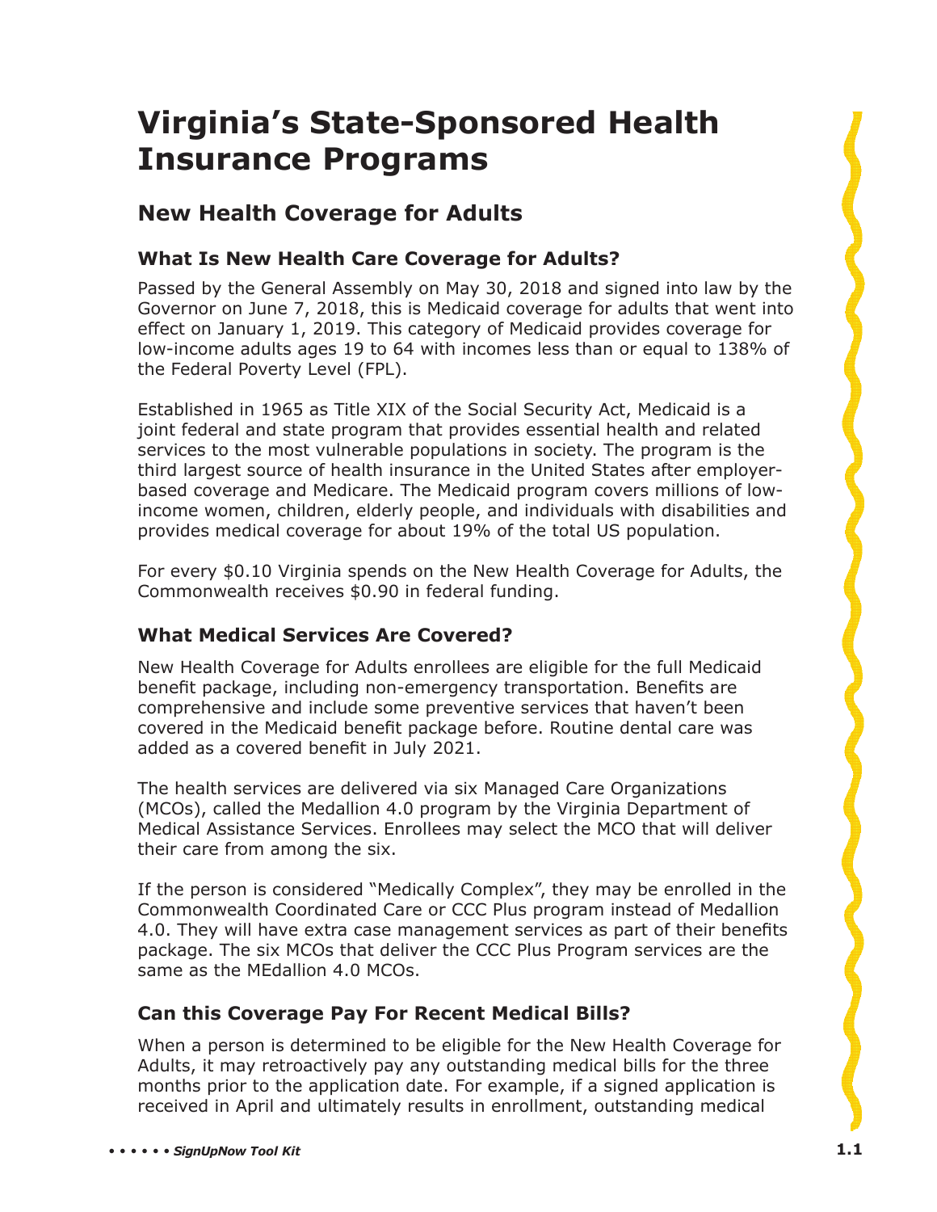# Virginia's State-Sponsored Health Insurance Programs

## New Health Coverage for Adults

### What Is New Health Care Coverage for Adults?

Passed by the General Assembly on May 30, 2018 and signed into law by the Governor on June 7, 2018, this is Medicaid coverage for adults that went into effect on January 1, 2019. This category of Medicaid provides coverage for low-income adults ages 19 to 64 with incomes less than or equal to 138% of the Federal Poverty Level (FPL).

Established in 1965 as Title XIX of the Social Security Act, Medicaid is a joint federal and state program that provides essential health and related services to the most vulnerable populations in society. The program is the third largest source of health insurance in the United States after employer-based coverage and Medicare. The Medicaid program covers millions of low-income women, children, elderly people, and individuals with disabilities and provides medical coverage for about 19% of the total US population.

For every $0.10 Virginia spends on the New Health Coverage for Adults, the Commonwealth receives $0.90 in federal funding.

### What Medical Services Are Covered?

New Health Coverage for Adults enrollees are eligible for the full Medicaid benefit package, including non-emergency transportation. Benefits are comprehensive and include some preventive services that haven't been covered in the Medicaid benefit package before. Routine dental care was added as a covered benefit in July 2021.

The health services are delivered via six Managed Care Organizations (MCOs), called the Medallion 4.0 program by the Virginia Department of Medical Assistance Services. Enrollees may select the MCO that will deliver their care from among the six.

If the person is considered "Medically Complex", they may be enrolled in the Commonwealth Coordinated Care or CCC Plus program instead of Medallion 4.0. They will have extra case management services as part of their benefits package. The six MCOs that deliver the CCC Plus Program services are the same as the MEdallion 4.0 MCOs.

### Can this Coverage Pay For Recent Medical Bills?

When a person is determined to be eligible for the New Health Coverage for Adults, it may retroactively pay any outstanding medical bills for the three months prior to the application date. For example, if a signed application is received in April and ultimately results in enrollment, outstanding medical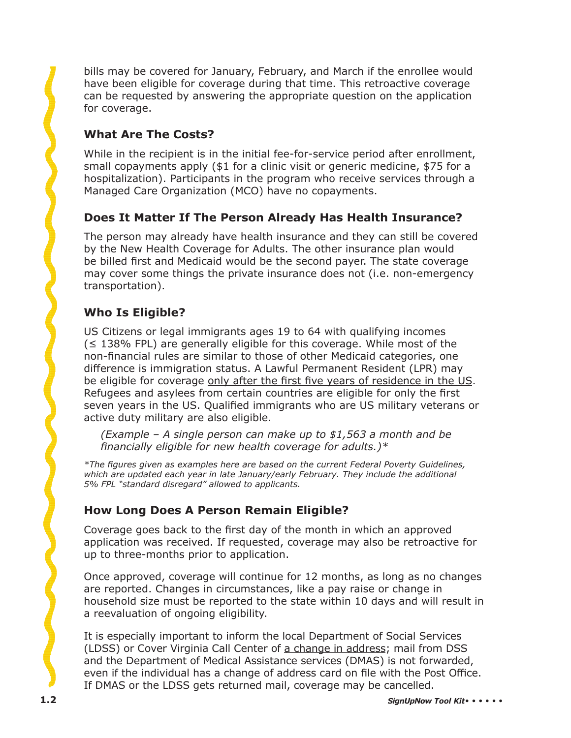bills may be covered for January, February, and March if the enrollee would have been eligible for coverage during that time. This retroactive coverage can be requested by answering the appropriate question on the application for coverage.

### What Are The Costs?

While in the recipient is in the initial fee-for-service period after enrollment, small copayments apply ($1 for a clinic visit or generic medicine, $75 for a hospitalization). Participants in the program who receive services through a Managed Care Organization (MCO) have no copayments.

### Does It Matter If The Person Already Has Health Insurance?

The person may already have health insurance and they can still be covered by the New Health Coverage for Adults. The other insurance plan would be billed first and Medicaid would be the second payer. The state coverage may cover some things the private insurance does not (i.e. non-emergency transportation).

### Who Is Eligible?

US Citizens or legal immigrants ages 19 to 64 with qualifying incomes (≤ 138% FPL) are generally eligible for this coverage. While most of the non-financial rules are similar to those of other Medicaid categories, one difference is immigration status. A Lawful Permanent Resident (LPR) may be eligible for coverage <u>only after the first five years of residence in the US</u>. Refugees and asylees from certain countries are eligible for only the first seven years in the US. Qualified immigrants who are US military veterans or active duty military are also eligible.

> *(Example – A single person can make up to $1,563 a month and be financially eligible for new health coverage for adults.)**

*\*The figures given as examples here are based on the current Federal Poverty Guidelines, which are updated each year in late January/early February. They include the additional 5% FPL "standard disregard" allowed to applicants.*

### How Long Does A Person Remain Eligible?

Coverage goes back to the first day of the month in which an approved application was received. If requested, coverage may also be retroactive for up to three-months prior to application.

Once approved, coverage will continue for 12 months, as long as no changes are reported. Changes in circumstances, like a pay raise or change in household size must be reported to the state within 10 days and will result in a reevaluation of ongoing eligibility.

It is especially important to inform the local Department of Social Services (LDSS) or Cover Virginia Call Center of <u>a change in address</u>; mail from DSS and the Department of Medical Assistance services (DMAS) is not forwarded, even if the individual has a change of address card on file with the Post Office. If DMAS or the LDSS gets returned mail, coverage may be cancelled.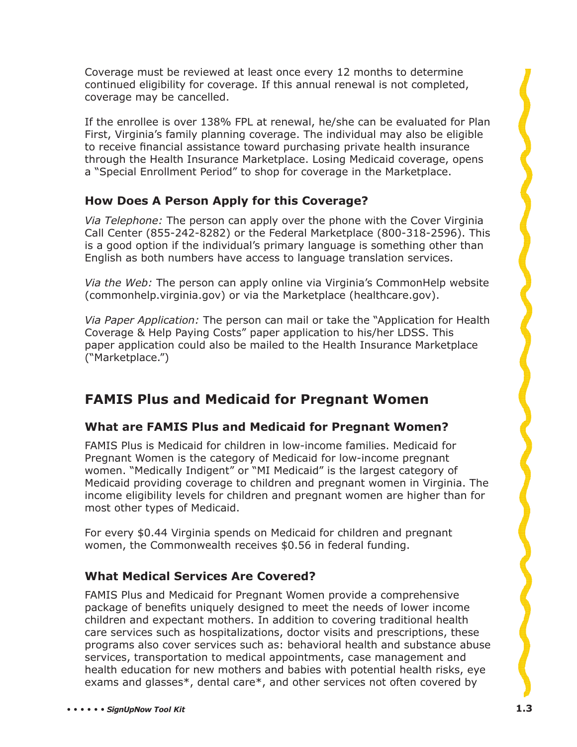Coverage must be reviewed at least once every 12 months to determine continued eligibility for coverage. If this annual renewal is not completed, coverage may be cancelled.

If the enrollee is over 138% FPL at renewal, he/she can be evaluated for Plan First, Virginia's family planning coverage. The individual may also be eligible to receive financial assistance toward purchasing private health insurance through the Health Insurance Marketplace. Losing Medicaid coverage, opens a "Special Enrollment Period" to shop for coverage in the Marketplace.

### How Does A Person Apply for this Coverage?

*Via Telephone:* The person can apply over the phone with the Cover Virginia Call Center (855-242-8282) or the Federal Marketplace (800-318-2596). This is a good option if the individual's primary language is something other than English as both numbers have access to language translation services.

*Via the Web:* The person can apply online via Virginia's CommonHelp website (commonhelp.virginia.gov) or via the Marketplace (healthcare.gov).

*Via Paper Application:* The person can mail or take the "Application for Health Coverage & Help Paying Costs" paper application to his/her LDSS. This paper application could also be mailed to the Health Insurance Marketplace ("Marketplace.")

## FAMIS Plus and Medicaid for Pregnant Women

### What are FAMIS Plus and Medicaid for Pregnant Women?

FAMIS Plus is Medicaid for children in low-income families. Medicaid for Pregnant Women is the category of Medicaid for low-income pregnant women. "Medically Indigent" or "MI Medicaid" is the largest category of Medicaid providing coverage to children and pregnant women in Virginia. The income eligibility levels for children and pregnant women are higher than for most other types of Medicaid.

For every $0.44 Virginia spends on Medicaid for children and pregnant women, the Commonwealth receives $0.56 in federal funding.

### What Medical Services Are Covered?

FAMIS Plus and Medicaid for Pregnant Women provide a comprehensive package of benefits uniquely designed to meet the needs of lower income children and expectant mothers. In addition to covering traditional health care services such as hospitalizations, doctor visits and prescriptions, these programs also cover services such as: behavioral health and substance abuse services, transportation to medical appointments, case management and health education for new mothers and babies with potential health risks, eye exams and glasses*, dental care*, and other services not often covered by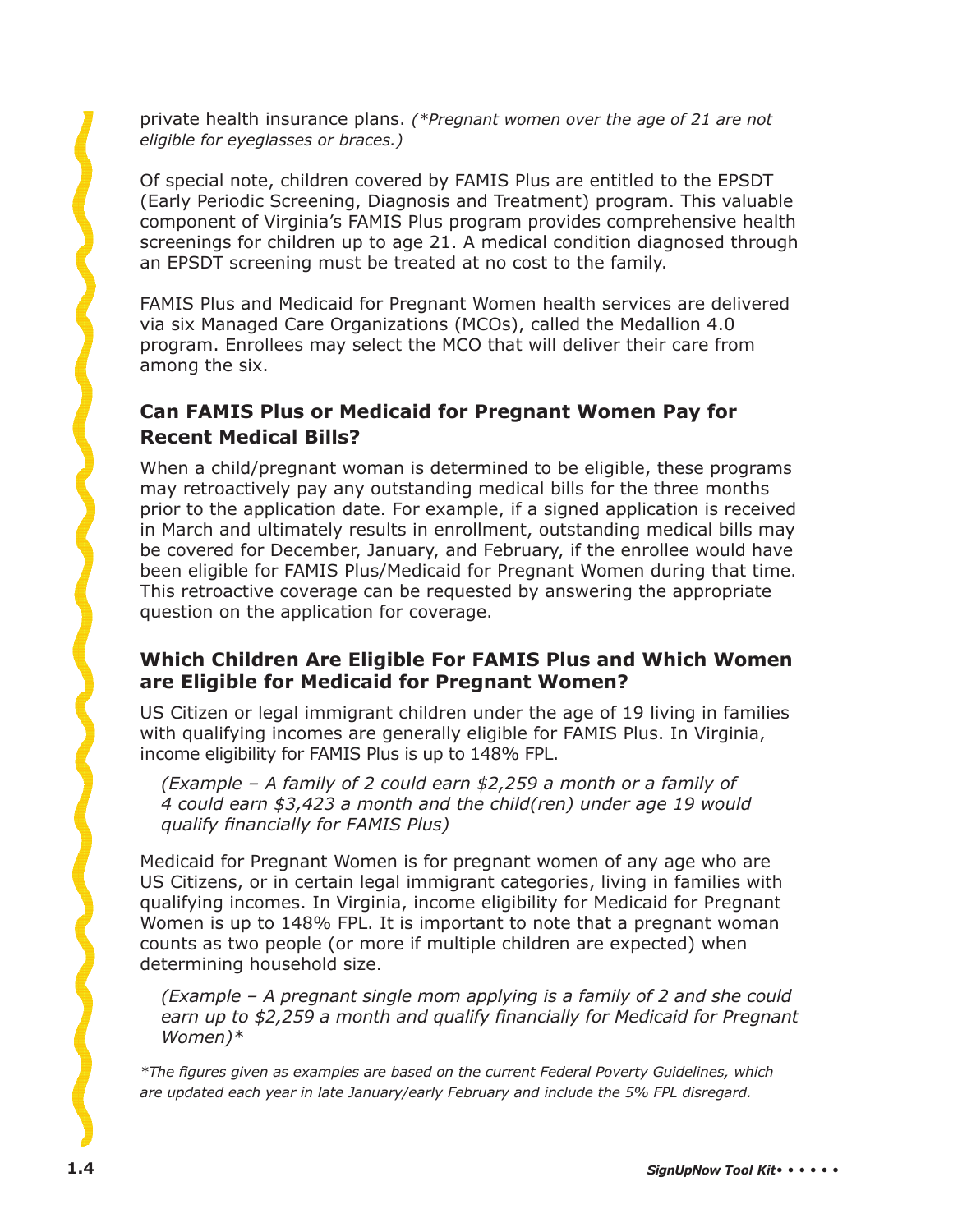private health insurance plans. *(\*Pregnant women over the age of 21 are not eligible for eyeglasses or braces.)*

Of special note, children covered by FAMIS Plus are entitled to the EPSDT (Early Periodic Screening, Diagnosis and Treatment) program. This valuable component of Virginia's FAMIS Plus program provides comprehensive health screenings for children up to age 21. A medical condition diagnosed through an EPSDT screening must be treated at no cost to the family.

FAMIS Plus and Medicaid for Pregnant Women health services are delivered via six Managed Care Organizations (MCOs), called the Medallion 4.0 program. Enrollees may select the MCO that will deliver their care from among the six.

### Can FAMIS Plus or Medicaid for Pregnant Women Pay for Recent Medical Bills?

When a child/pregnant woman is determined to be eligible, these programs may retroactively pay any outstanding medical bills for the three months prior to the application date. For example, if a signed application is received in March and ultimately results in enrollment, outstanding medical bills may be covered for December, January, and February, if the enrollee would have been eligible for FAMIS Plus/Medicaid for Pregnant Women during that time. This retroactive coverage can be requested by answering the appropriate question on the application for coverage.

### Which Children Are Eligible For FAMIS Plus and Which Women are Eligible for Medicaid for Pregnant Women?

US Citizen or legal immigrant children under the age of 19 living in families with qualifying incomes are generally eligible for FAMIS Plus. In Virginia, income eligibility for FAMIS Plus is up to 148% FPL.

*(Example – A family of 2 could earn $2,259 a month or a family of 4 could earn $3,423 a month and the child(ren) under age 19 would qualify financially for FAMIS Plus)*

Medicaid for Pregnant Women is for pregnant women of any age who are US Citizens, or in certain legal immigrant categories, living in families with qualifying incomes. In Virginia, income eligibility for Medicaid for Pregnant Women is up to 148% FPL. It is important to note that a pregnant woman counts as two people (or more if multiple children are expected) when determining household size.

*(Example – A pregnant single mom applying is a family of 2 and she could earn up to $2,259 a month and qualify financially for Medicaid for Pregnant Women)\**

*\*The figures given as examples are based on the current Federal Poverty Guidelines, which are updated each year in late January/early February and include the 5% FPL disregard.*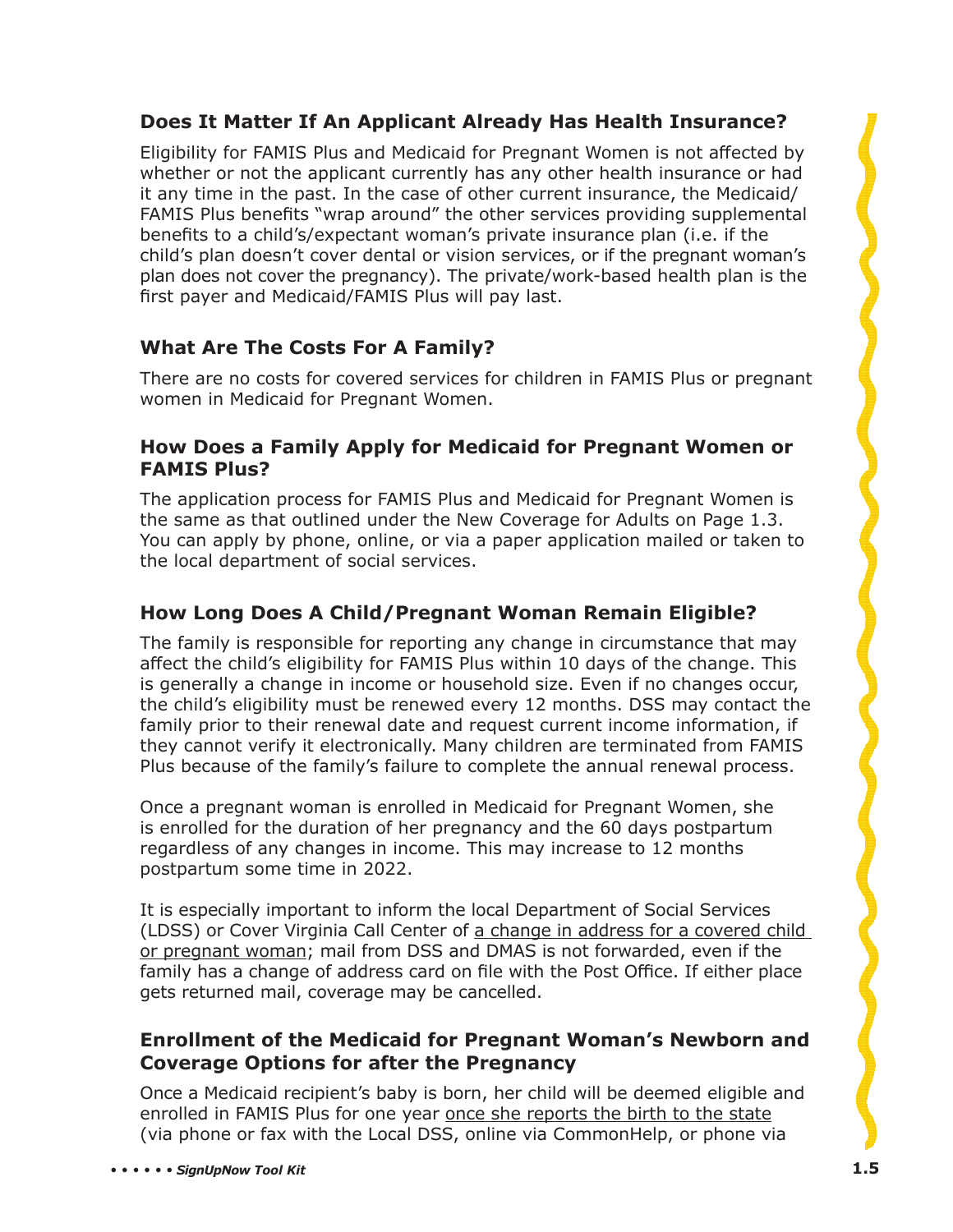## Does It Matter If An Applicant Already Has Health Insurance?

Eligibility for FAMIS Plus and Medicaid for Pregnant Women is not affected by whether or not the applicant currently has any other health insurance or had it any time in the past. In the case of other current insurance, the Medicaid/FAMIS Plus benefits "wrap around" the other services providing supplemental benefits to a child's/expectant woman's private insurance plan (i.e. if the child's plan doesn't cover dental or vision services, or if the pregnant woman's plan does not cover the pregnancy). The private/work-based health plan is the first payer and Medicaid/FAMIS Plus will pay last.

## What Are The Costs For A Family?

There are no costs for covered services for children in FAMIS Plus or pregnant women in Medicaid for Pregnant Women.

## How Does a Family Apply for Medicaid for Pregnant Women or FAMIS Plus?

The application process for FAMIS Plus and Medicaid for Pregnant Women is the same as that outlined under the New Coverage for Adults on Page 1.3. You can apply by phone, online, or via a paper application mailed or taken to the local department of social services.

## How Long Does A Child/Pregnant Woman Remain Eligible?

The family is responsible for reporting any change in circumstance that may affect the child's eligibility for FAMIS Plus within 10 days of the change. This is generally a change in income or household size. Even if no changes occur, the child's eligibility must be renewed every 12 months. DSS may contact the family prior to their renewal date and request current income information, if they cannot verify it electronically. Many children are terminated from FAMIS Plus because of the family's failure to complete the annual renewal process.

Once a pregnant woman is enrolled in Medicaid for Pregnant Women, she is enrolled for the duration of her pregnancy and the 60 days postpartum regardless of any changes in income. This may increase to 12 months postpartum some time in 2022.

It is especially important to inform the local Department of Social Services (LDSS) or Cover Virginia Call Center of a change in address for a covered child or pregnant woman; mail from DSS and DMAS is not forwarded, even if the family has a change of address card on file with the Post Office. If either place gets returned mail, coverage may be cancelled.

## Enrollment of the Medicaid for Pregnant Woman's Newborn and Coverage Options for after the Pregnancy

Once a Medicaid recipient's baby is born, her child will be deemed eligible and enrolled in FAMIS Plus for one year once she reports the birth to the state (via phone or fax with the Local DSS, online via CommonHelp, or phone via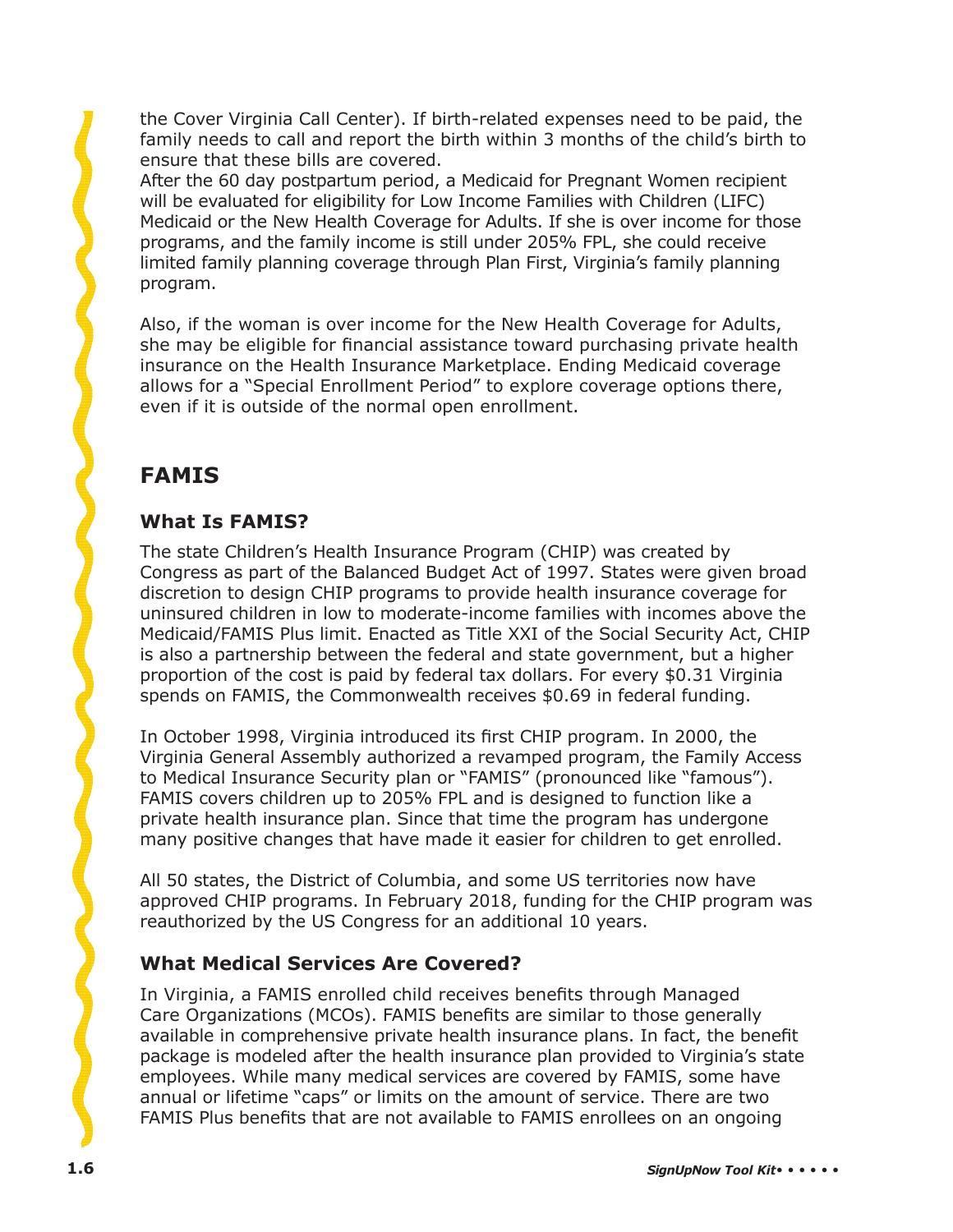the Cover Virginia Call Center). If birth-related expenses need to be paid, the family needs to call and report the birth within 3 months of the child's birth to ensure that these bills are covered.
After the 60 day postpartum period, a Medicaid for Pregnant Women recipient will be evaluated for eligibility for Low Income Families with Children (LIFC) Medicaid or the New Health Coverage for Adults. If she is over income for those programs, and the family income is still under 205% FPL, she could receive limited family planning coverage through Plan First, Virginia's family planning program.

Also, if the woman is over income for the New Health Coverage for Adults, she may be eligible for financial assistance toward purchasing private health insurance on the Health Insurance Marketplace. Ending Medicaid coverage allows for a "Special Enrollment Period" to explore coverage options there, even if it is outside of the normal open enrollment.

## FAMIS

### What Is FAMIS?

The state Children's Health Insurance Program (CHIP) was created by Congress as part of the Balanced Budget Act of 1997. States were given broad discretion to design CHIP programs to provide health insurance coverage for uninsured children in low to moderate-income families with incomes above the Medicaid/FAMIS Plus limit. Enacted as Title XXI of the Social Security Act, CHIP is also a partnership between the federal and state government, but a higher proportion of the cost is paid by federal tax dollars. For every $0.31 Virginia spends on FAMIS, the Commonwealth receives $0.69 in federal funding.

In October 1998, Virginia introduced its first CHIP program. In 2000, the Virginia General Assembly authorized a revamped program, the Family Access to Medical Insurance Security plan or "FAMIS" (pronounced like "famous"). FAMIS covers children up to 205% FPL and is designed to function like a private health insurance plan. Since that time the program has undergone many positive changes that have made it easier for children to get enrolled.

All 50 states, the District of Columbia, and some US territories now have approved CHIP programs. In February 2018, funding for the CHIP program was reauthorized by the US Congress for an additional 10 years.

### What Medical Services Are Covered?

In Virginia, a FAMIS enrolled child receives benefits through Managed Care Organizations (MCOs). FAMIS benefits are similar to those generally available in comprehensive private health insurance plans. In fact, the benefit package is modeled after the health insurance plan provided to Virginia's state employees. While many medical services are covered by FAMIS, some have annual or lifetime "caps" or limits on the amount of service. There are two FAMIS Plus benefits that are not available to FAMIS enrollees on an ongoing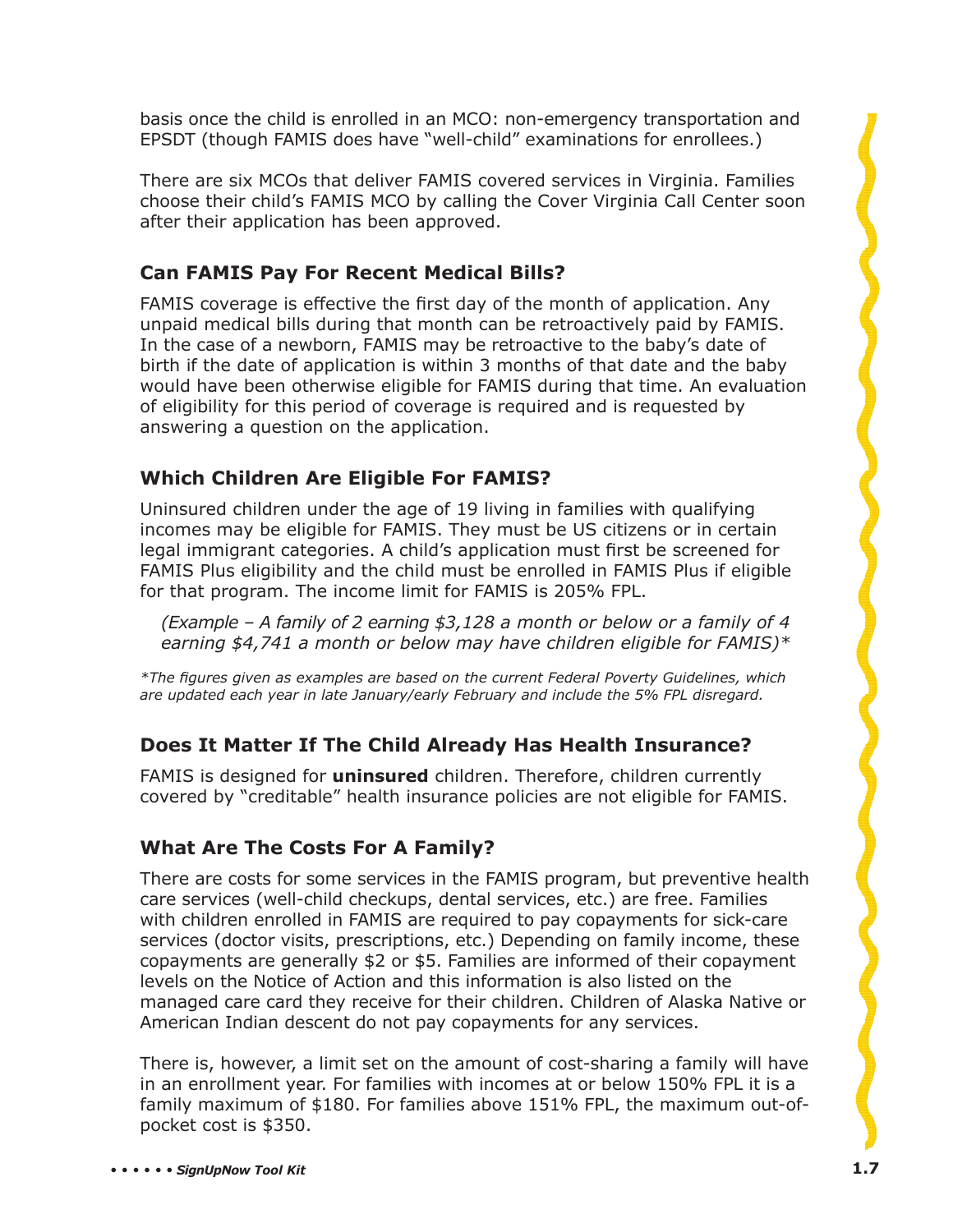basis once the child is enrolled in an MCO: non-emergency transportation and EPSDT (though FAMIS does have "well-child" examinations for enrollees.)

There are six MCOs that deliver FAMIS covered services in Virginia. Families choose their child's FAMIS MCO by calling the Cover Virginia Call Center soon after their application has been approved.

### Can FAMIS Pay For Recent Medical Bills?

FAMIS coverage is effective the first day of the month of application. Any unpaid medical bills during that month can be retroactively paid by FAMIS. In the case of a newborn, FAMIS may be retroactive to the baby's date of birth if the date of application is within 3 months of that date and the baby would have been otherwise eligible for FAMIS during that time. An evaluation of eligibility for this period of coverage is required and is requested by answering a question on the application.

### Which Children Are Eligible For FAMIS?

Uninsured children under the age of 19 living in families with qualifying incomes may be eligible for FAMIS. They must be US citizens or in certain legal immigrant categories. A child's application must first be screened for FAMIS Plus eligibility and the child must be enrolled in FAMIS Plus if eligible for that program. The income limit for FAMIS is 205% FPL.

*(Example – A family of 2 earning $3,128 a month or below or a family of 4 earning $4,741 a month or below may have children eligible for FAMIS)\**

*\*The figures given as examples are based on the current Federal Poverty Guidelines, which are updated each year in late January/early February and include the 5% FPL disregard.*

### Does It Matter If The Child Already Has Health Insurance?

FAMIS is designed for **uninsured** children. Therefore, children currently covered by "creditable" health insurance policies are not eligible for FAMIS.

### What Are The Costs For A Family?

There are costs for some services in the FAMIS program, but preventive health care services (well-child checkups, dental services, etc.) are free. Families with children enrolled in FAMIS are required to pay copayments for sick-care services (doctor visits, prescriptions, etc.) Depending on family income, these copayments are generally $2 or $5. Families are informed of their copayment levels on the Notice of Action and this information is also listed on the managed care card they receive for their children. Children of Alaska Native or American Indian descent do not pay copayments for any services.

There is, however, a limit set on the amount of cost-sharing a family will have in an enrollment year. For families with incomes at or below 150% FPL it is a family maximum of $180. For families above 151% FPL, the maximum out-of-pocket cost is $350.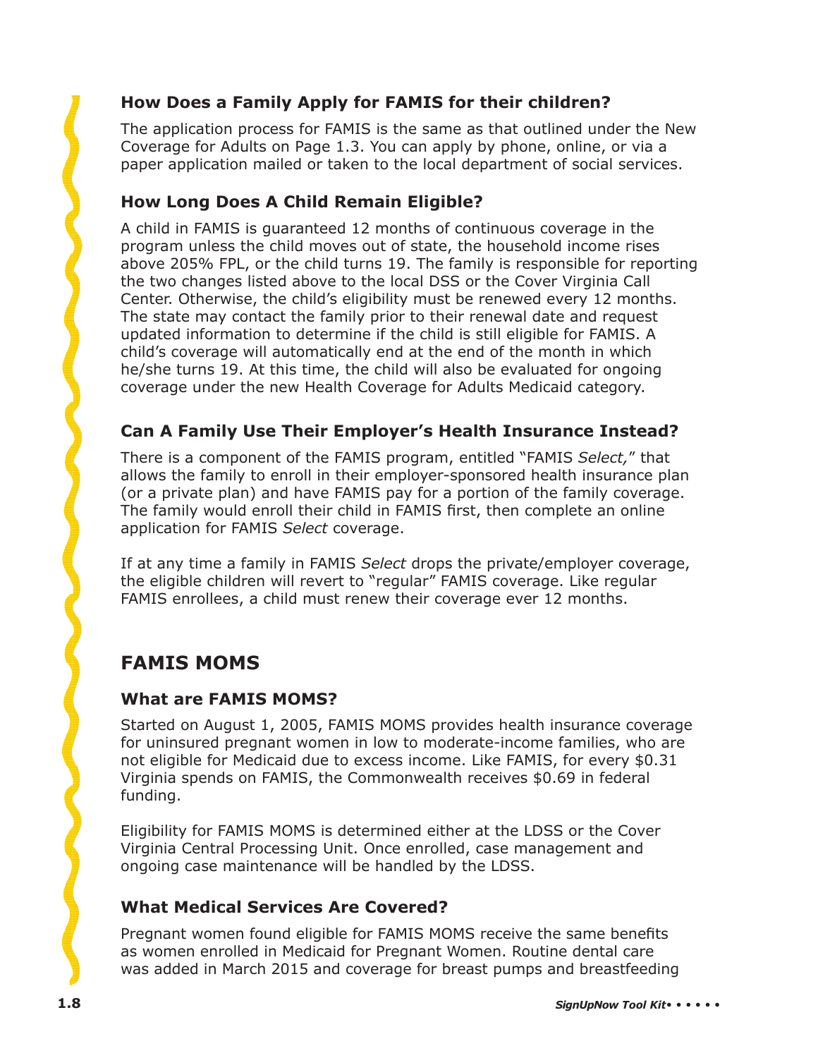### How Does a Family Apply for FAMIS for their children?

The application process for FAMIS is the same as that outlined under the New Coverage for Adults on Page 1.3. You can apply by phone, online, or via a paper application mailed or taken to the local department of social services.

### How Long Does A Child Remain Eligible?

A child in FAMIS is guaranteed 12 months of continuous coverage in the program unless the child moves out of state, the household income rises above 205% FPL, or the child turns 19. The family is responsible for reporting the two changes listed above to the local DSS or the Cover Virginia Call Center. Otherwise, the child's eligibility must be renewed every 12 months. The state may contact the family prior to their renewal date and request updated information to determine if the child is still eligible for FAMIS. A child's coverage will automatically end at the end of the month in which he/she turns 19. At this time, the child will also be evaluated for ongoing coverage under the new Health Coverage for Adults Medicaid category.

### Can A Family Use Their Employer's Health Insurance Instead?

There is a component of the FAMIS program, entitled "FAMIS *Select,*" that allows the family to enroll in their employer-sponsored health insurance plan (or a private plan) and have FAMIS pay for a portion of the family coverage. The family would enroll their child in FAMIS first, then complete an online application for FAMIS *Select* coverage.

If at any time a family in FAMIS *Select* drops the private/employer coverage, the eligible children will revert to "regular" FAMIS coverage. Like regular FAMIS enrollees, a child must renew their coverage ever 12 months.

## FAMIS MOMS

### What are FAMIS MOMS?

Started on August 1, 2005, FAMIS MOMS provides health insurance coverage for uninsured pregnant women in low to moderate-income families, who are not eligible for Medicaid due to excess income. Like FAMIS, for every $0.31 Virginia spends on FAMIS, the Commonwealth receives $0.69 in federal funding.

Eligibility for FAMIS MOMS is determined either at the LDSS or the Cover Virginia Central Processing Unit. Once enrolled, case management and ongoing case maintenance will be handled by the LDSS.

### What Medical Services Are Covered?

Pregnant women found eligible for FAMIS MOMS receive the same benefits as women enrolled in Medicaid for Pregnant Women. Routine dental care was added in March 2015 and coverage for breast pumps and breastfeeding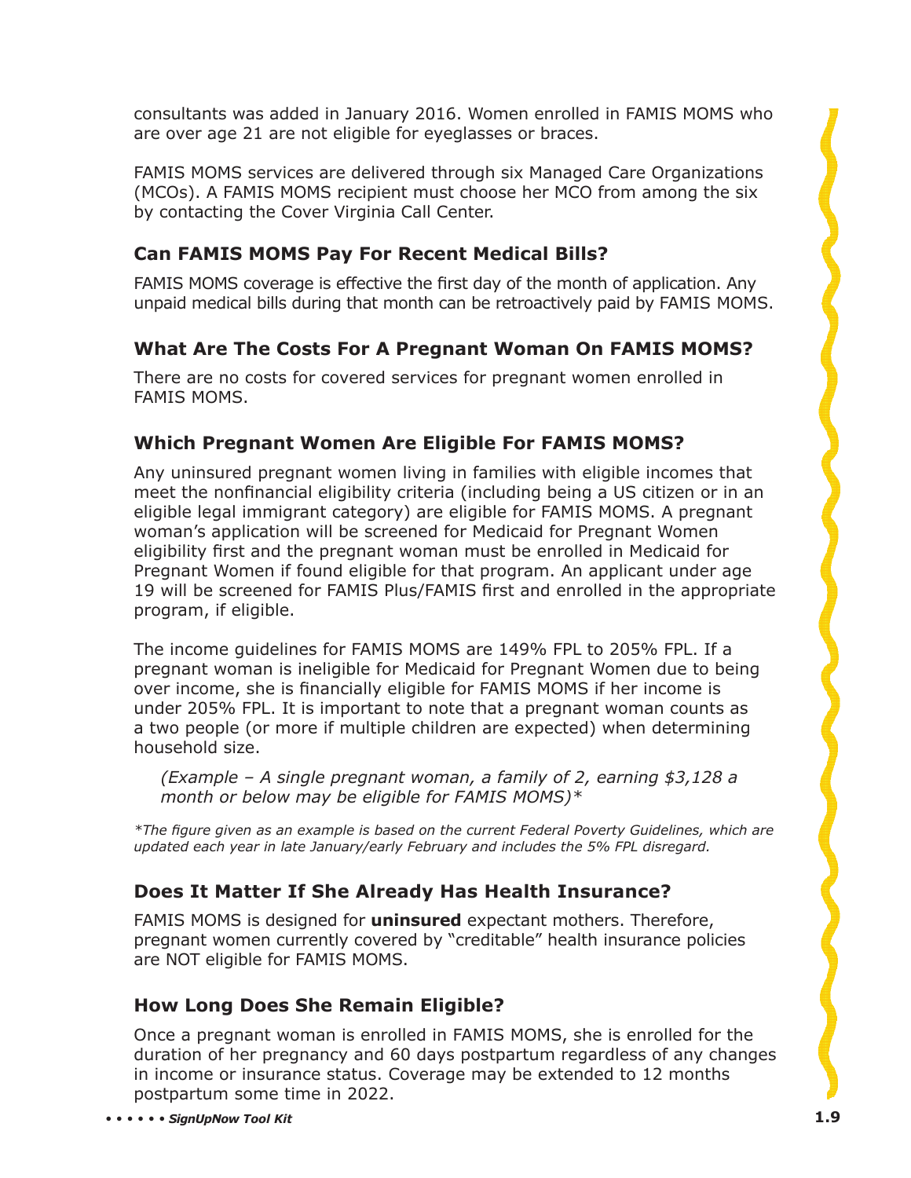consultants was added in January 2016. Women enrolled in FAMIS MOMS who are over age 21 are not eligible for eyeglasses or braces.

FAMIS MOMS services are delivered through six Managed Care Organizations (MCOs). A FAMIS MOMS recipient must choose her MCO from among the six by contacting the Cover Virginia Call Center.

### Can FAMIS MOMS Pay For Recent Medical Bills?

FAMIS MOMS coverage is effective the first day of the month of application. Any unpaid medical bills during that month can be retroactively paid by FAMIS MOMS.

### What Are The Costs For A Pregnant Woman On FAMIS MOMS?

There are no costs for covered services for pregnant women enrolled in FAMIS MOMS.

### Which Pregnant Women Are Eligible For FAMIS MOMS?

Any uninsured pregnant women living in families with eligible incomes that meet the nonfinancial eligibility criteria (including being a US citizen or in an eligible legal immigrant category) are eligible for FAMIS MOMS. A pregnant woman's application will be screened for Medicaid for Pregnant Women eligibility first and the pregnant woman must be enrolled in Medicaid for Pregnant Women if found eligible for that program. An applicant under age 19 will be screened for FAMIS Plus/FAMIS first and enrolled in the appropriate program, if eligible.

The income guidelines for FAMIS MOMS are 149% FPL to 205% FPL. If a pregnant woman is ineligible for Medicaid for Pregnant Women due to being over income, she is financially eligible for FAMIS MOMS if her income is under 205% FPL. It is important to note that a pregnant woman counts as a two people (or more if multiple children are expected) when determining household size.

> *(Example – A single pregnant woman, a family of 2, earning $3,128 a month or below may be eligible for FAMIS MOMS)\**

*\*The figure given as an example is based on the current Federal Poverty Guidelines, which are updated each year in late January/early February and includes the 5% FPL disregard.*

### Does It Matter If She Already Has Health Insurance?

FAMIS MOMS is designed for **uninsured** expectant mothers. Therefore, pregnant women currently covered by "creditable" health insurance policies are NOT eligible for FAMIS MOMS.

### How Long Does She Remain Eligible?

Once a pregnant woman is enrolled in FAMIS MOMS, she is enrolled for the duration of her pregnancy and 60 days postpartum regardless of any changes in income or insurance status. Coverage may be extended to 12 months postpartum some time in 2022.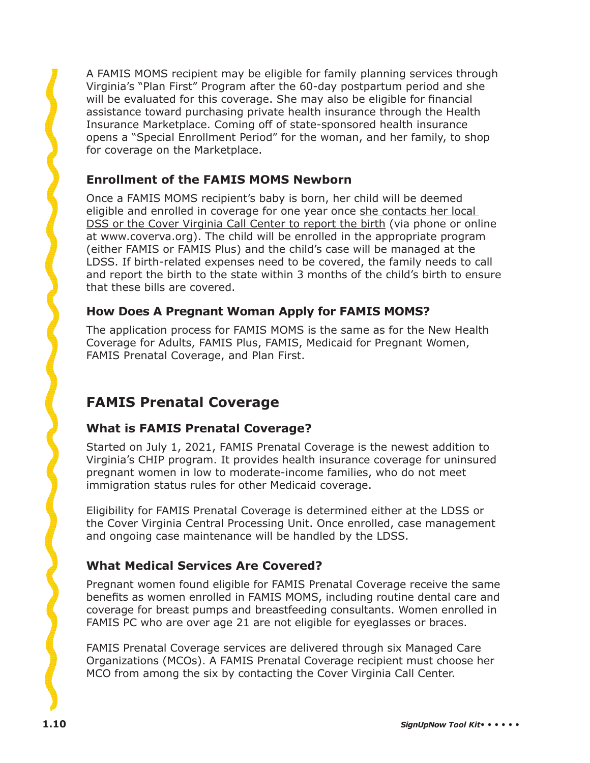A FAMIS MOMS recipient may be eligible for family planning services through Virginia's "Plan First" Program after the 60-day postpartum period and she will be evaluated for this coverage. She may also be eligible for financial assistance toward purchasing private health insurance through the Health Insurance Marketplace. Coming off of state-sponsored health insurance opens a "Special Enrollment Period" for the woman, and her family, to shop for coverage on the Marketplace.

### Enrollment of the FAMIS MOMS Newborn

Once a FAMIS MOMS recipient's baby is born, her child will be deemed eligible and enrolled in coverage for one year once she contacts her local DSS or the Cover Virginia Call Center to report the birth (via phone or online at www.coverva.org). The child will be enrolled in the appropriate program (either FAMIS or FAMIS Plus) and the child's case will be managed at the LDSS. If birth-related expenses need to be covered, the family needs to call and report the birth to the state within 3 months of the child's birth to ensure that these bills are covered.

### How Does A Pregnant Woman Apply for FAMIS MOMS?

The application process for FAMIS MOMS is the same as for the New Health Coverage for Adults, FAMIS Plus, FAMIS, Medicaid for Pregnant Women, FAMIS Prenatal Coverage, and Plan First.

## FAMIS Prenatal Coverage

### What is FAMIS Prenatal Coverage?

Started on July 1, 2021, FAMIS Prenatal Coverage is the newest addition to Virginia's CHIP program. It provides health insurance coverage for uninsured pregnant women in low to moderate-income families, who do not meet immigration status rules for other Medicaid coverage.

Eligibility for FAMIS Prenatal Coverage is determined either at the LDSS or the Cover Virginia Central Processing Unit. Once enrolled, case management and ongoing case maintenance will be handled by the LDSS.

### What Medical Services Are Covered?

Pregnant women found eligible for FAMIS Prenatal Coverage receive the same benefits as women enrolled in FAMIS MOMS, including routine dental care and coverage for breast pumps and breastfeeding consultants. Women enrolled in FAMIS PC who are over age 21 are not eligible for eyeglasses or braces.

FAMIS Prenatal Coverage services are delivered through six Managed Care Organizations (MCOs). A FAMIS Prenatal Coverage recipient must choose her MCO from among the six by contacting the Cover Virginia Call Center.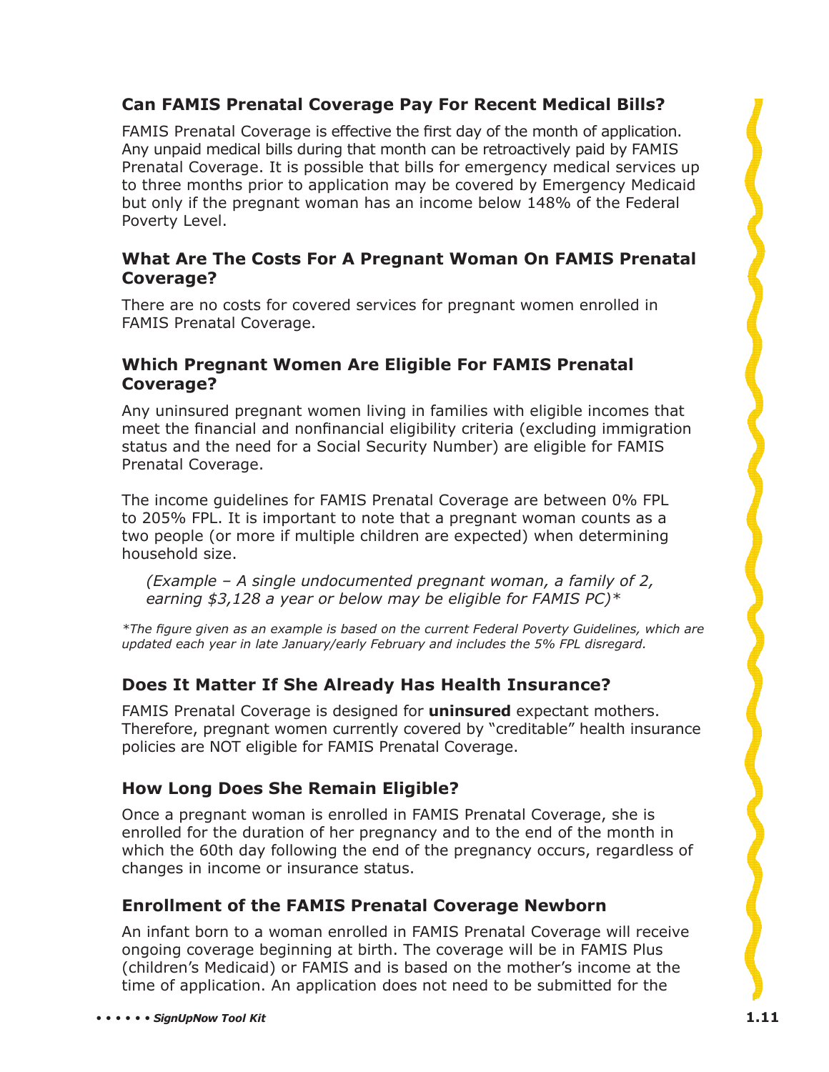### Can FAMIS Prenatal Coverage Pay For Recent Medical Bills?

FAMIS Prenatal Coverage is effective the first day of the month of application. Any unpaid medical bills during that month can be retroactively paid by FAMIS Prenatal Coverage. It is possible that bills for emergency medical services up to three months prior to application may be covered by Emergency Medicaid but only if the pregnant woman has an income below 148% of the Federal Poverty Level.

### What Are The Costs For A Pregnant Woman On FAMIS Prenatal Coverage?

There are no costs for covered services for pregnant women enrolled in FAMIS Prenatal Coverage.

### Which Pregnant Women Are Eligible For FAMIS Prenatal Coverage?

Any uninsured pregnant women living in families with eligible incomes that meet the financial and nonfinancial eligibility criteria (excluding immigration status and the need for a Social Security Number) are eligible for FAMIS Prenatal Coverage.

The income guidelines for FAMIS Prenatal Coverage are between 0% FPL to 205% FPL. It is important to note that a pregnant woman counts as a two people (or more if multiple children are expected) when determining household size.

> *(Example – A single undocumented pregnant woman, a family of 2, earning $3,128 a year or below may be eligible for FAMIS PC)**

*\*The figure given as an example is based on the current Federal Poverty Guidelines, which are updated each year in late January/early February and includes the 5% FPL disregard.*

### Does It Matter If She Already Has Health Insurance?

FAMIS Prenatal Coverage is designed for **uninsured** expectant mothers. Therefore, pregnant women currently covered by "creditable" health insurance policies are NOT eligible for FAMIS Prenatal Coverage.

### How Long Does She Remain Eligible?

Once a pregnant woman is enrolled in FAMIS Prenatal Coverage, she is enrolled for the duration of her pregnancy and to the end of the month in which the 60th day following the end of the pregnancy occurs, regardless of changes in income or insurance status.

### Enrollment of the FAMIS Prenatal Coverage Newborn

An infant born to a woman enrolled in FAMIS Prenatal Coverage will receive ongoing coverage beginning at birth. The coverage will be in FAMIS Plus (children's Medicaid) or FAMIS and is based on the mother's income at the time of application. An application does not need to be submitted for the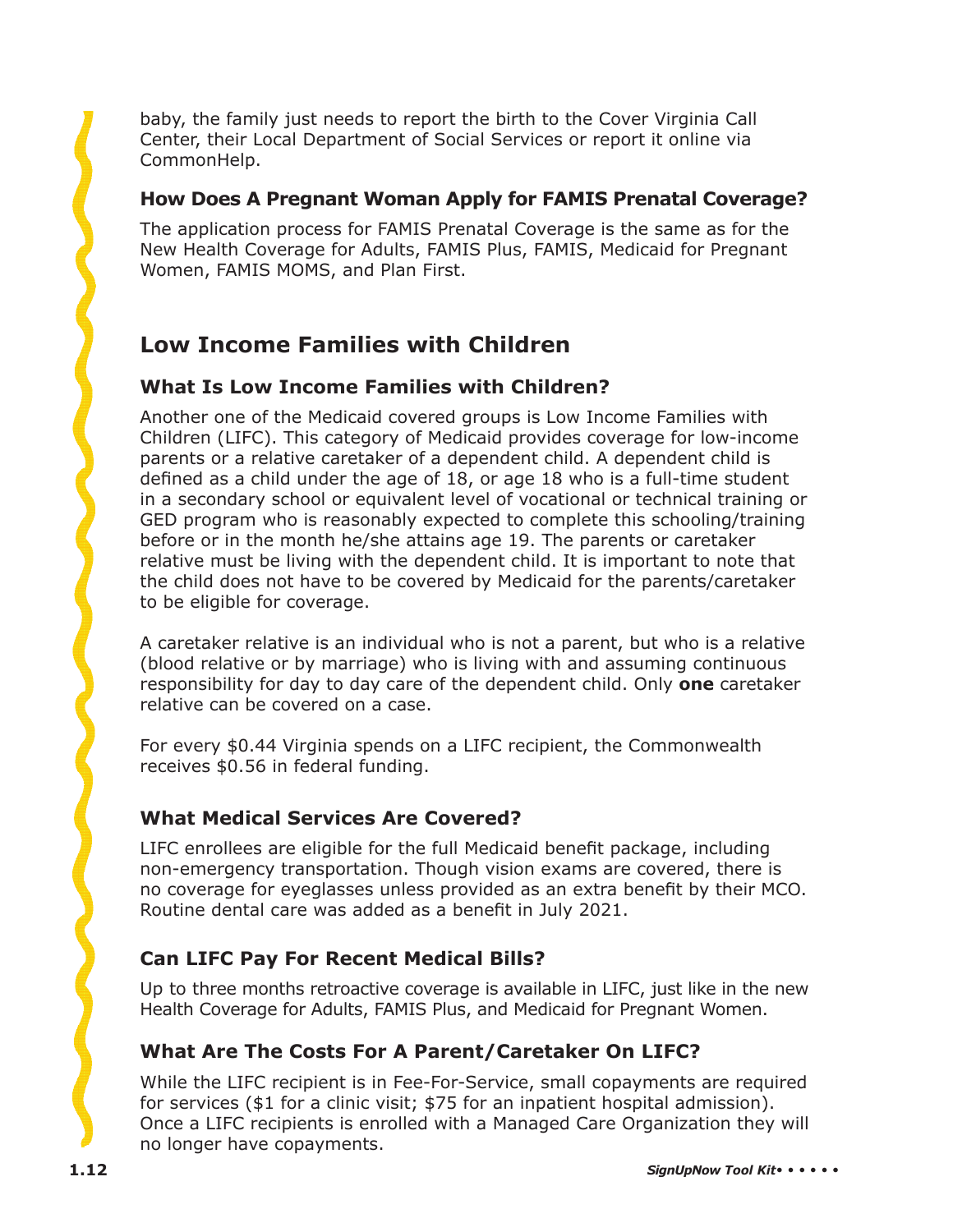baby, the family just needs to report the birth to the Cover Virginia Call Center, their Local Department of Social Services or report it online via CommonHelp.

### How Does A Pregnant Woman Apply for FAMIS Prenatal Coverage?

The application process for FAMIS Prenatal Coverage is the same as for the New Health Coverage for Adults, FAMIS Plus, FAMIS, Medicaid for Pregnant Women, FAMIS MOMS, and Plan First.

## Low Income Families with Children

### What Is Low Income Families with Children?

Another one of the Medicaid covered groups is Low Income Families with Children (LIFC). This category of Medicaid provides coverage for low-income parents or a relative caretaker of a dependent child. A dependent child is defined as a child under the age of 18, or age 18 who is a full-time student in a secondary school or equivalent level of vocational or technical training or GED program who is reasonably expected to complete this schooling/training before or in the month he/she attains age 19. The parents or caretaker relative must be living with the dependent child. It is important to note that the child does not have to be covered by Medicaid for the parents/caretaker to be eligible for coverage.

A caretaker relative is an individual who is not a parent, but who is a relative (blood relative or by marriage) who is living with and assuming continuous responsibility for day to day care of the dependent child. Only **one** caretaker relative can be covered on a case.

For every $0.44 Virginia spends on a LIFC recipient, the Commonwealth receives $0.56 in federal funding.

### What Medical Services Are Covered?

LIFC enrollees are eligible for the full Medicaid benefit package, including non-emergency transportation. Though vision exams are covered, there is no coverage for eyeglasses unless provided as an extra benefit by their MCO. Routine dental care was added as a benefit in July 2021.

### Can LIFC Pay For Recent Medical Bills?

Up to three months retroactive coverage is available in LIFC, just like in the new Health Coverage for Adults, FAMIS Plus, and Medicaid for Pregnant Women.

### What Are The Costs For A Parent/Caretaker On LIFC?

While the LIFC recipient is in Fee-For-Service, small copayments are required for services ($1 for a clinic visit; $75 for an inpatient hospital admission). Once a LIFC recipients is enrolled with a Managed Care Organization they will no longer have copayments.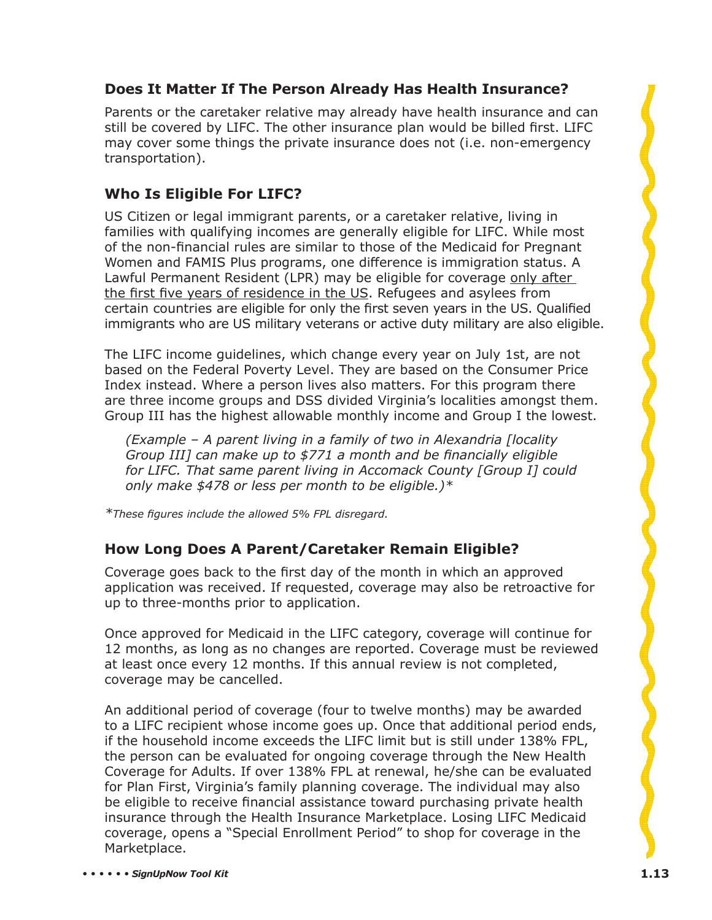### Does It Matter If The Person Already Has Health Insurance?

Parents or the caretaker relative may already have health insurance and can still be covered by LIFC. The other insurance plan would be billed first. LIFC may cover some things the private insurance does not (i.e. non-emergency transportation).

### Who Is Eligible For LIFC?

US Citizen or legal immigrant parents, or a caretaker relative, living in families with qualifying incomes are generally eligible for LIFC. While most of the non-financial rules are similar to those of the Medicaid for Pregnant Women and FAMIS Plus programs, one difference is immigration status. A Lawful Permanent Resident (LPR) may be eligible for coverage <u>only after the first five years of residence in the US</u>. Refugees and asylees from certain countries are eligible for only the first seven years in the US. Qualified immigrants who are US military veterans or active duty military are also eligible.

The LIFC income guidelines, which change every year on July 1st, are not based on the Federal Poverty Level. They are based on the Consumer Price Index instead. Where a person lives also matters. For this program there are three income groups and DSS divided Virginia's localities amongst them. Group III has the highest allowable monthly income and Group I the lowest.

*(Example – A parent living in a family of two in Alexandria [locality Group III] can make up to $771 a month and be financially eligible for LIFC. That same parent living in Accomack County [Group I] could only make $478 or less per month to be eligible.)\**

\**These figures include the allowed 5% FPL disregard.*

### How Long Does A Parent/Caretaker Remain Eligible?

Coverage goes back to the first day of the month in which an approved application was received. If requested, coverage may also be retroactive for up to three-months prior to application.

Once approved for Medicaid in the LIFC category, coverage will continue for 12 months, as long as no changes are reported. Coverage must be reviewed at least once every 12 months. If this annual review is not completed, coverage may be cancelled.

An additional period of coverage (four to twelve months) may be awarded to a LIFC recipient whose income goes up. Once that additional period ends, if the household income exceeds the LIFC limit but is still under 138% FPL, the person can be evaluated for ongoing coverage through the New Health Coverage for Adults. If over 138% FPL at renewal, he/she can be evaluated for Plan First, Virginia's family planning coverage. The individual may also be eligible to receive financial assistance toward purchasing private health insurance through the Health Insurance Marketplace. Losing LIFC Medicaid coverage, opens a "Special Enrollment Period" to shop for coverage in the Marketplace.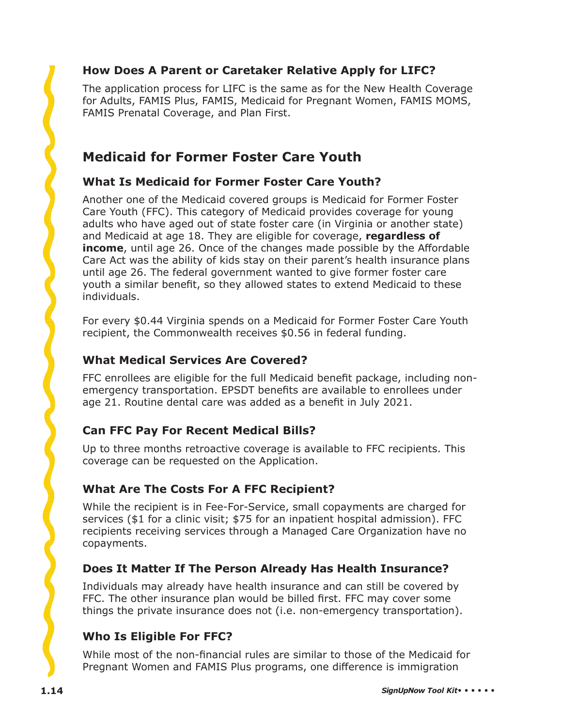### How Does A Parent or Caretaker Relative Apply for LIFC?

The application process for LIFC is the same as for the New Health Coverage for Adults, FAMIS Plus, FAMIS, Medicaid for Pregnant Women, FAMIS MOMS, FAMIS Prenatal Coverage, and Plan First.

## Medicaid for Former Foster Care Youth

### What Is Medicaid for Former Foster Care Youth?

Another one of the Medicaid covered groups is Medicaid for Former Foster Care Youth (FFC). This category of Medicaid provides coverage for young adults who have aged out of state foster care (in Virginia or another state) and Medicaid at age 18. They are eligible for coverage, **regardless of income**, until age 26. Once of the changes made possible by the Affordable Care Act was the ability of kids stay on their parent's health insurance plans until age 26. The federal government wanted to give former foster care youth a similar benefit, so they allowed states to extend Medicaid to these individuals.

For every $0.44 Virginia spends on a Medicaid for Former Foster Care Youth recipient, the Commonwealth receives $0.56 in federal funding.

### What Medical Services Are Covered?

FFC enrollees are eligible for the full Medicaid benefit package, including non-emergency transportation. EPSDT benefits are available to enrollees under age 21. Routine dental care was added as a benefit in July 2021.

### Can FFC Pay For Recent Medical Bills?

Up to three months retroactive coverage is available to FFC recipients. This coverage can be requested on the Application.

### What Are The Costs For A FFC Recipient?

While the recipient is in Fee-For-Service, small copayments are charged for services ($1 for a clinic visit; $75 for an inpatient hospital admission). FFC recipients receiving services through a Managed Care Organization have no copayments.

### Does It Matter If The Person Already Has Health Insurance?

Individuals may already have health insurance and can still be covered by FFC. The other insurance plan would be billed first. FFC may cover some things the private insurance does not (i.e. non-emergency transportation).

### Who Is Eligible For FFC?

While most of the non-financial rules are similar to those of the Medicaid for Pregnant Women and FAMIS Plus programs, one difference is immigration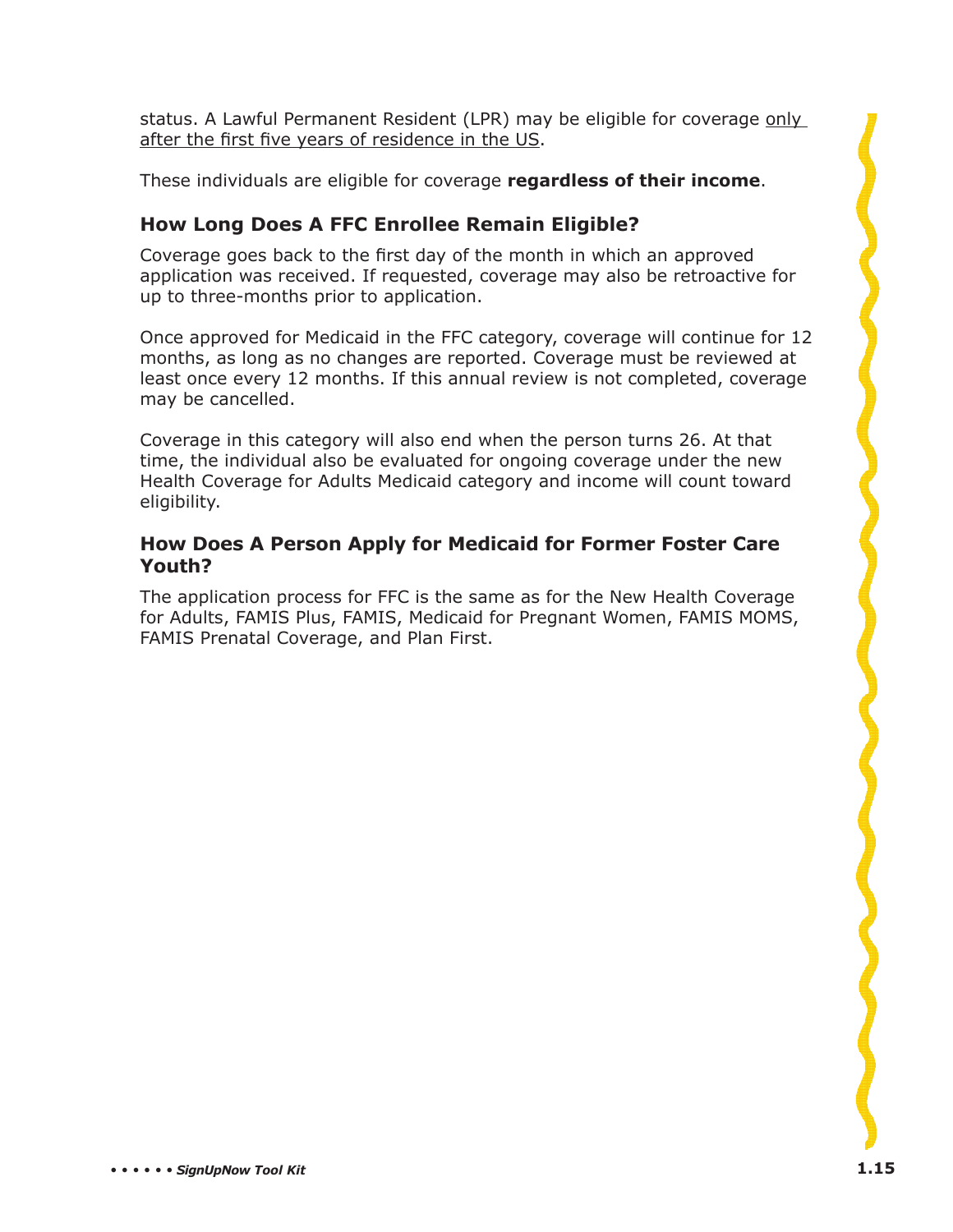status. A Lawful Permanent Resident (LPR) may be eligible for coverage <u>only after the first five years of residence in the US</u>.

These individuals are eligible for coverage **regardless of their income**.

### How Long Does A FFC Enrollee Remain Eligible?

Coverage goes back to the first day of the month in which an approved application was received. If requested, coverage may also be retroactive for up to three-months prior to application.

Once approved for Medicaid in the FFC category, coverage will continue for 12 months, as long as no changes are reported. Coverage must be reviewed at least once every 12 months. If this annual review is not completed, coverage may be cancelled.

Coverage in this category will also end when the person turns 26. At that time, the individual also be evaluated for ongoing coverage under the new Health Coverage for Adults Medicaid category and income will count toward eligibility.

### How Does A Person Apply for Medicaid for Former Foster Care Youth?

The application process for FFC is the same as for the New Health Coverage for Adults, FAMIS Plus, FAMIS, Medicaid for Pregnant Women, FAMIS MOMS, FAMIS Prenatal Coverage, and Plan First.